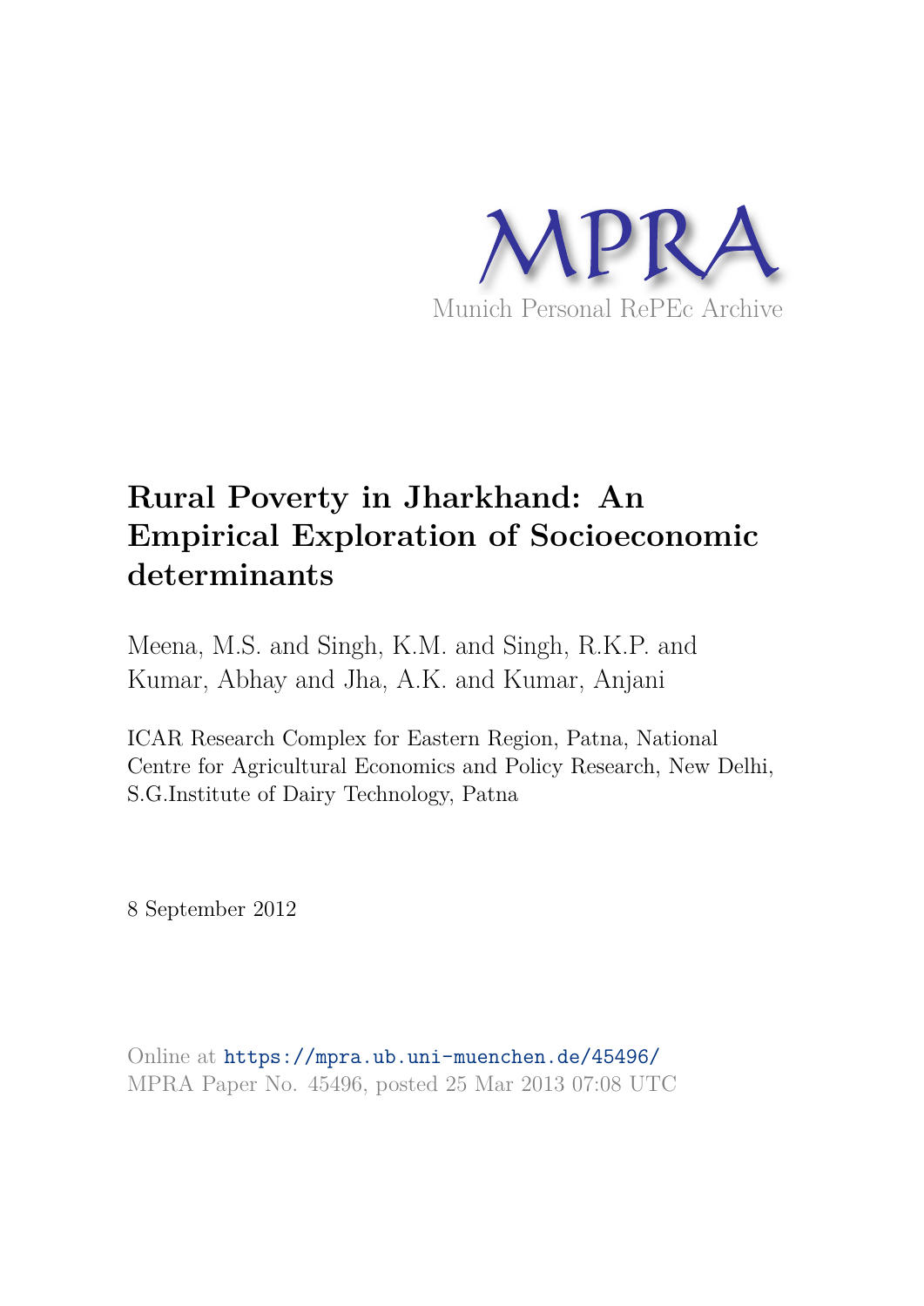MPRA

Munich Personal RePEc Archive

# Rural Poverty in Jharkhand: An Empirical Exploration of Socioeconomic determinants

Meena, M.S. and Singh, K.M. and Singh, R.K.P. and Kumar, Abhay and Jha, A.K. and Kumar, Anjani

ICAR Research Complex for Eastern Region, Patna, National Centre for Agricultural Economics and Policy Research, New Delhi, S.G.Institute of Dairy Technology, Patna

8 September 2012

Online at https://mpra.ub.uni-muenchen.de/45496/
MPRA Paper No. 45496, posted 25 Mar 2013 07:08 UTC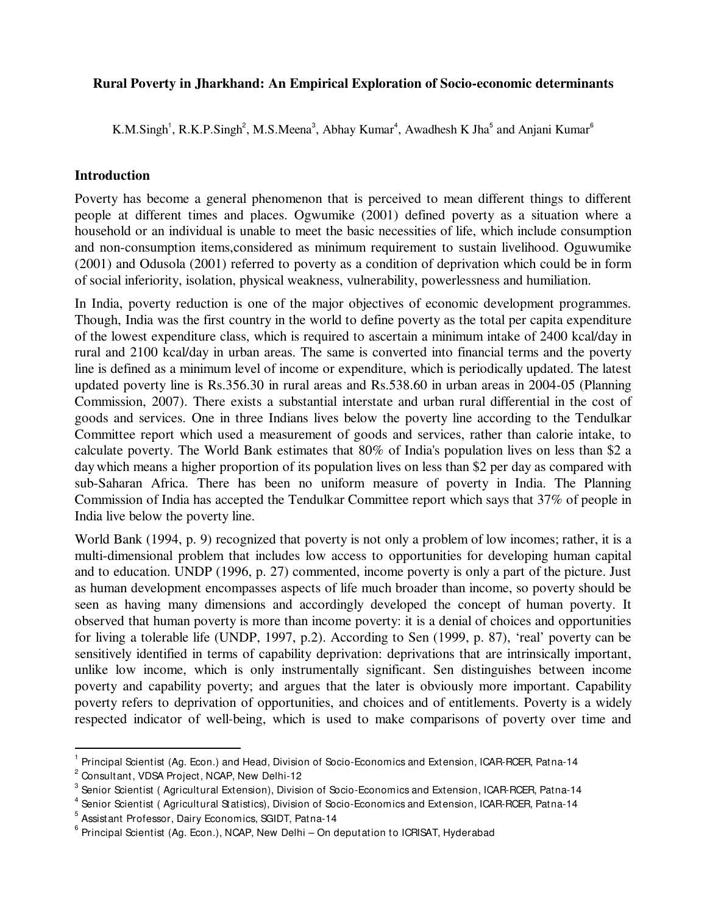**Rural Poverty in Jharkhand: An Empirical Exploration of Socio-economic determinants**

K.M.Singh[1], R.K.P.Singh[2], M.S.Meena[3], Abhay Kumar[4], Awadhesh K Jha[5] and Anjani Kumar[6]

## Introduction

Poverty has become a general phenomenon that is perceived to mean different things to different people at different times and places. Ogwumike (2001) defined poverty as a situation where a household or an individual is unable to meet the basic necessities of life, which include consumption and non-consumption items,considered as minimum requirement to sustain livelihood. Oguwumike (2001) and Odusola (2001) referred to poverty as a condition of deprivation which could be in form of social inferiority, isolation, physical weakness, vulnerability, powerlessness and humiliation.

In India, poverty reduction is one of the major objectives of economic development programmes. Though, India was the first country in the world to define poverty as the total per capita expenditure of the lowest expenditure class, which is required to ascertain a minimum intake of 2400 kcal/day in rural and 2100 kcal/day in urban areas. The same is converted into financial terms and the poverty line is defined as a minimum level of income or expenditure, which is periodically updated. The latest updated poverty line is Rs.356.30 in rural areas and Rs.538.60 in urban areas in 2004-05 (Planning Commission, 2007). There exists a substantial interstate and urban rural differential in the cost of goods and services. One in three Indians lives below the poverty line according to the Tendulkar Committee report which used a measurement of goods and services, rather than calorie intake, to calculate poverty. The World Bank estimates that 80% of India's population lives on less than $2 a day which means a higher proportion of its population lives on less than $2 per day as compared with sub-Saharan Africa. There has been no uniform measure of poverty in India. The Planning Commission of India has accepted the Tendulkar Committee report which says that 37% of people in India live below the poverty line.

World Bank (1994, p. 9) recognized that poverty is not only a problem of low incomes; rather, it is a multi-dimensional problem that includes low access to opportunities for developing human capital and to education. UNDP (1996, p. 27) commented, income poverty is only a part of the picture. Just as human development encompasses aspects of life much broader than income, so poverty should be seen as having many dimensions and accordingly developed the concept of human poverty. It observed that human poverty is more than income poverty: it is a denial of choices and opportunities for living a tolerable life (UNDP, 1997, p.2). According to Sen (1999, p. 87), 'real' poverty can be sensitively identified in terms of capability deprivation: deprivations that are intrinsically important, unlike low income, which is only instrumentally significant. Sen distinguishes between income poverty and capability poverty; and argues that the later is obviously more important. Capability poverty refers to deprivation of opportunities, and choices and of entitlements. Poverty is a widely respected indicator of well-being, which is used to make comparisons of poverty over time and

---

[1] Principal Scientist (Ag. Econ.) and Head, Division of Socio-Economics and Extension, ICAR-RCER, Patna-14

[2] Consultant, VDSA Project, NCAP, New Delhi-12

[3] Senior Scientist ( Agricultural Extension), Division of Socio-Economics and Extension, ICAR-RCER, Patna-14

[4] Senior Scientist ( Agricultural Statistics), Division of Socio-Economics and Extension, ICAR-RCER, Patna-14

[5] Assistant Professor, Dairy Economics, SGIDT, Patna-14

[6] Principal Scientist (Ag. Econ.), NCAP, New Delhi – On deputation to ICRISAT, Hyderabad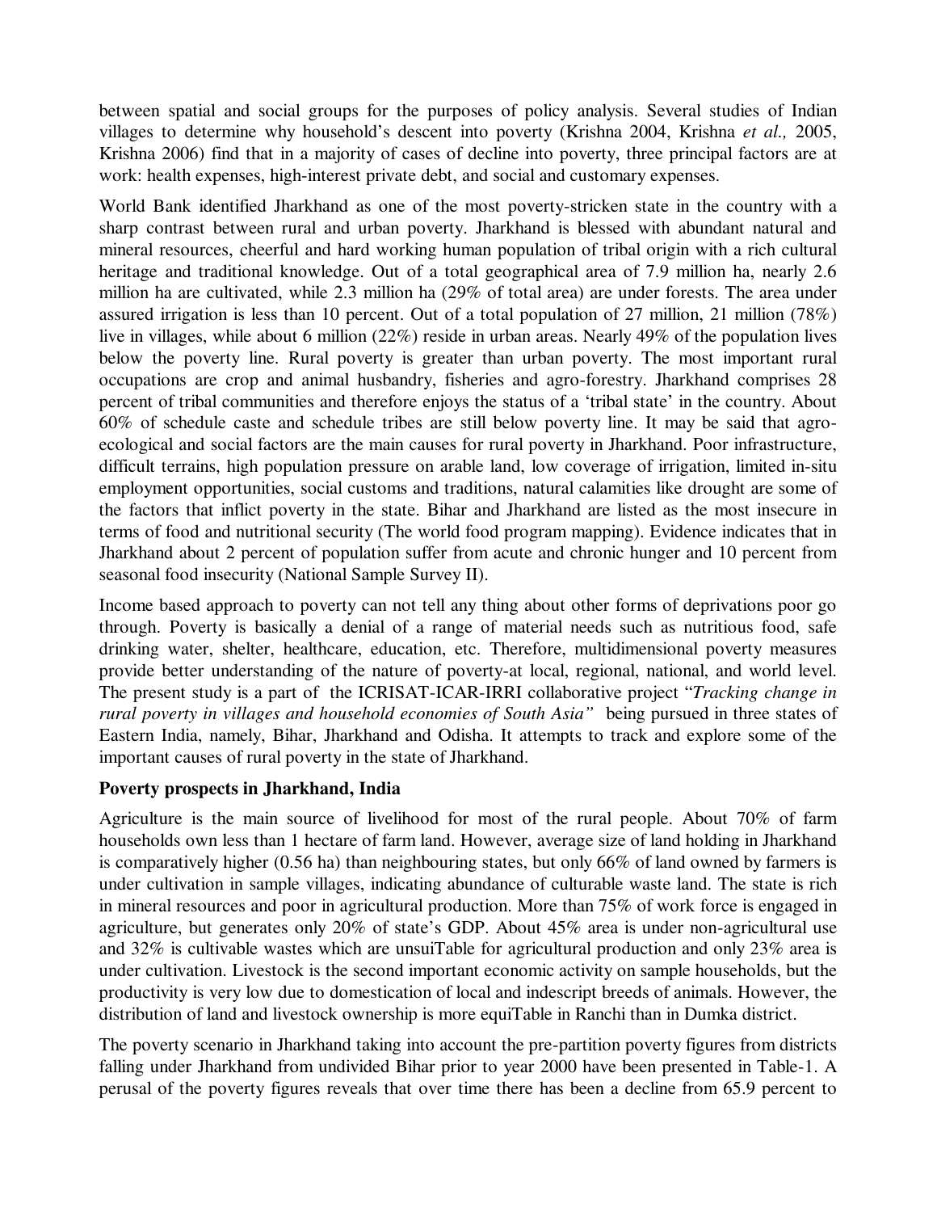between spatial and social groups for the purposes of policy analysis. Several studies of Indian villages to determine why household's descent into poverty (Krishna 2004, Krishna *et al.,* 2005, Krishna 2006) find that in a majority of cases of decline into poverty, three principal factors are at work: health expenses, high-interest private debt, and social and customary expenses.

World Bank identified Jharkhand as one of the most poverty-stricken state in the country with a sharp contrast between rural and urban poverty. Jharkhand is blessed with abundant natural and mineral resources, cheerful and hard working human population of tribal origin with a rich cultural heritage and traditional knowledge. Out of a total geographical area of 7.9 million ha, nearly 2.6 million ha are cultivated, while 2.3 million ha (29% of total area) are under forests. The area under assured irrigation is less than 10 percent. Out of a total population of 27 million, 21 million (78%) live in villages, while about 6 million (22%) reside in urban areas. Nearly 49% of the population lives below the poverty line. Rural poverty is greater than urban poverty. The most important rural occupations are crop and animal husbandry, fisheries and agro-forestry. Jharkhand comprises 28 percent of tribal communities and therefore enjoys the status of a 'tribal state' in the country. About 60% of schedule caste and schedule tribes are still below poverty line. It may be said that agro-ecological and social factors are the main causes for rural poverty in Jharkhand. Poor infrastructure, difficult terrains, high population pressure on arable land, low coverage of irrigation, limited in-situ employment opportunities, social customs and traditions, natural calamities like drought are some of the factors that inflict poverty in the state. Bihar and Jharkhand are listed as the most insecure in terms of food and nutritional security (The world food program mapping). Evidence indicates that in Jharkhand about 2 percent of population suffer from acute and chronic hunger and 10 percent from seasonal food insecurity (National Sample Survey II).

Income based approach to poverty can not tell any thing about other forms of deprivations poor go through. Poverty is basically a denial of a range of material needs such as nutritious food, safe drinking water, shelter, healthcare, education, etc. Therefore, multidimensional poverty measures provide better understanding of the nature of poverty-at local, regional, national, and world level. The present study is a part of the ICRISAT-ICAR-IRRI collaborative project "*Tracking change in rural poverty in villages and household economies of South Asia"* being pursued in three states of Eastern India, namely, Bihar, Jharkhand and Odisha. It attempts to track and explore some of the important causes of rural poverty in the state of Jharkhand.

**Poverty prospects in Jharkhand, India**

Agriculture is the main source of livelihood for most of the rural people. About 70% of farm households own less than 1 hectare of farm land. However, average size of land holding in Jharkhand is comparatively higher (0.56 ha) than neighbouring states, but only 66% of land owned by farmers is under cultivation in sample villages, indicating abundance of culturable waste land. The state is rich in mineral resources and poor in agricultural production. More than 75% of work force is engaged in agriculture, but generates only 20% of state's GDP. About 45% area is under non-agricultural use and 32% is cultivable wastes which are unsuiTable for agricultural production and only 23% area is under cultivation. Livestock is the second important economic activity on sample households, but the productivity is very low due to domestication of local and indescript breeds of animals. However, the distribution of land and livestock ownership is more equiTable in Ranchi than in Dumka district.

The poverty scenario in Jharkhand taking into account the pre-partition poverty figures from districts falling under Jharkhand from undivided Bihar prior to year 2000 have been presented in Table-1. A perusal of the poverty figures reveals that over time there has been a decline from 65.9 percent to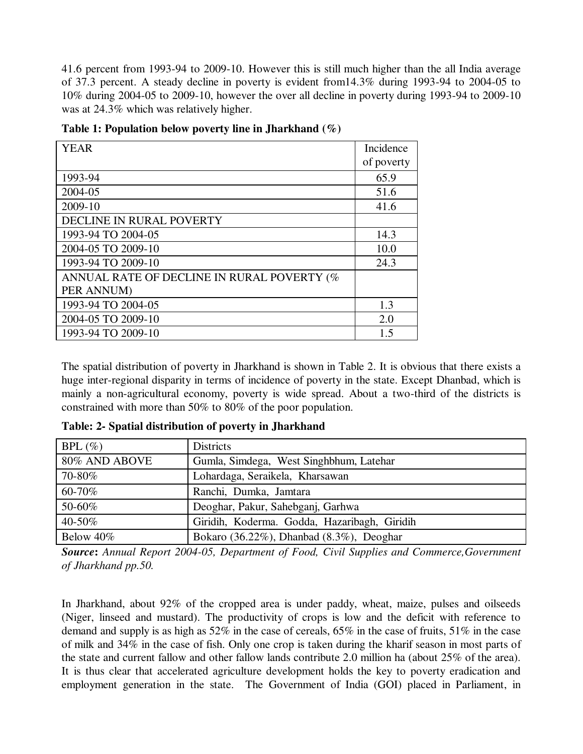41.6 percent from 1993-94 to 2009-10. However this is still much higher than the all India average of 37.3 percent. A steady decline in poverty is evident from14.3% during 1993-94 to 2004-05 to 10% during 2004-05 to 2009-10, however the over all decline in poverty during 1993-94 to 2009-10 was at 24.3% which was relatively higher.

**Table 1: Population below poverty line in Jharkhand (%)**

| YEAR | Incidence of poverty |
|---|---|
| 1993-94 | 65.9 |
| 2004-05 | 51.6 |
| 2009-10 | 41.6 |
| DECLINE IN RURAL POVERTY | |
| 1993-94 TO 2004-05 | 14.3 |
| 2004-05 TO 2009-10 | 10.0 |
| 1993-94 TO 2009-10 | 24.3 |
| ANNUAL RATE OF DECLINE IN RURAL POVERTY (% PER ANNUM) | |
| 1993-94 TO 2004-05 | 1.3 |
| 2004-05 TO 2009-10 | 2.0 |
| 1993-94 TO 2009-10 | 1.5 |

The spatial distribution of poverty in Jharkhand is shown in Table 2. It is obvious that there exists a huge inter-regional disparity in terms of incidence of poverty in the state. Except Dhanbad, which is mainly a non-agricultural economy, poverty is wide spread. About a two-third of the districts is constrained with more than 50% to 80% of the poor population.

**Table: 2- Spatial distribution of poverty in Jharkhand**

| BPL (%) | Districts |
|---|---|
| 80% AND ABOVE | Gumla, Simdega, West Singhbhum, Latehar |
| 70-80% | Lohardaga, Seraikela, Kharsawan |
| 60-70% | Ranchi, Dumka, Jamtara |
| 50-60% | Deoghar, Pakur, Sahebganj, Garhwa |
| 40-50% | Giridih, Koderma. Godda, Hazaribagh, Giridih |
| Below 40% | Bokaro (36.22%), Dhanbad (8.3%), Deoghar |

***Source*****:** *Annual Report 2004-05, Department of Food, Civil Supplies and Commerce,Government of Jharkhand pp.50.*

In Jharkhand, about 92% of the cropped area is under paddy, wheat, maize, pulses and oilseeds (Niger, linseed and mustard). The productivity of crops is low and the deficit with reference to demand and supply is as high as 52% in the case of cereals, 65% in the case of fruits, 51% in the case of milk and 34% in the case of fish. Only one crop is taken during the kharif season in most parts of the state and current fallow and other fallow lands contribute 2.0 million ha (about 25% of the area). It is thus clear that accelerated agriculture development holds the key to poverty eradication and employment generation in the state. The Government of India (GOI) placed in Parliament, in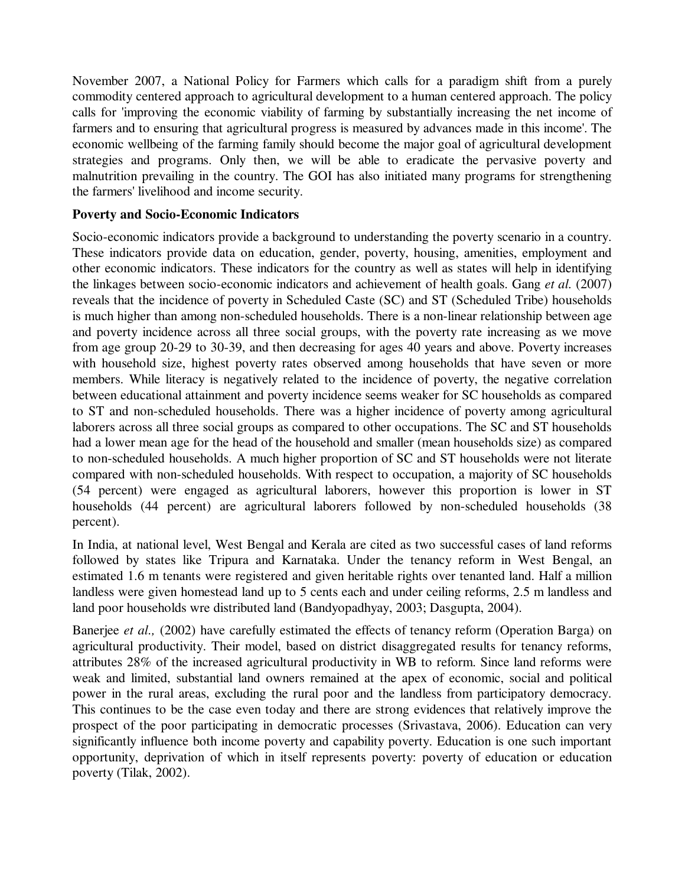November 2007, a National Policy for Farmers which calls for a paradigm shift from a purely commodity centered approach to agricultural development to a human centered approach. The policy calls for 'improving the economic viability of farming by substantially increasing the net income of farmers and to ensuring that agricultural progress is measured by advances made in this income'. The economic wellbeing of the farming family should become the major goal of agricultural development strategies and programs. Only then, we will be able to eradicate the pervasive poverty and malnutrition prevailing in the country. The GOI has also initiated many programs for strengthening the farmers' livelihood and income security.

**Poverty and Socio-Economic Indicators**

Socio-economic indicators provide a background to understanding the poverty scenario in a country. These indicators provide data on education, gender, poverty, housing, amenities, employment and other economic indicators. These indicators for the country as well as states will help in identifying the linkages between socio-economic indicators and achievement of health goals. Gang *et al.* (2007) reveals that the incidence of poverty in Scheduled Caste (SC) and ST (Scheduled Tribe) households is much higher than among non-scheduled households. There is a non-linear relationship between age and poverty incidence across all three social groups, with the poverty rate increasing as we move from age group 20-29 to 30-39, and then decreasing for ages 40 years and above. Poverty increases with household size, highest poverty rates observed among households that have seven or more members. While literacy is negatively related to the incidence of poverty, the negative correlation between educational attainment and poverty incidence seems weaker for SC households as compared to ST and non-scheduled households. There was a higher incidence of poverty among agricultural laborers across all three social groups as compared to other occupations. The SC and ST households had a lower mean age for the head of the household and smaller (mean households size) as compared to non-scheduled households. A much higher proportion of SC and ST households were not literate compared with non-scheduled households. With respect to occupation, a majority of SC households (54 percent) were engaged as agricultural laborers, however this proportion is lower in ST households (44 percent) are agricultural laborers followed by non-scheduled households (38 percent).

In India, at national level, West Bengal and Kerala are cited as two successful cases of land reforms followed by states like Tripura and Karnataka. Under the tenancy reform in West Bengal, an estimated 1.6 m tenants were registered and given heritable rights over tenanted land. Half a million landless were given homestead land up to 5 cents each and under ceiling reforms, 2.5 m landless and land poor households wre distributed land (Bandyopadhyay, 2003; Dasgupta, 2004).

Banerjee *et al.,* (2002) have carefully estimated the effects of tenancy reform (Operation Barga) on agricultural productivity. Their model, based on district disaggregated results for tenancy reforms, attributes 28% of the increased agricultural productivity in WB to reform. Since land reforms were weak and limited, substantial land owners remained at the apex of economic, social and political power in the rural areas, excluding the rural poor and the landless from participatory democracy. This continues to be the case even today and there are strong evidences that relatively improve the prospect of the poor participating in democratic processes (Srivastava, 2006). Education can very significantly influence both income poverty and capability poverty. Education is one such important opportunity, deprivation of which in itself represents poverty: poverty of education or education poverty (Tilak, 2002).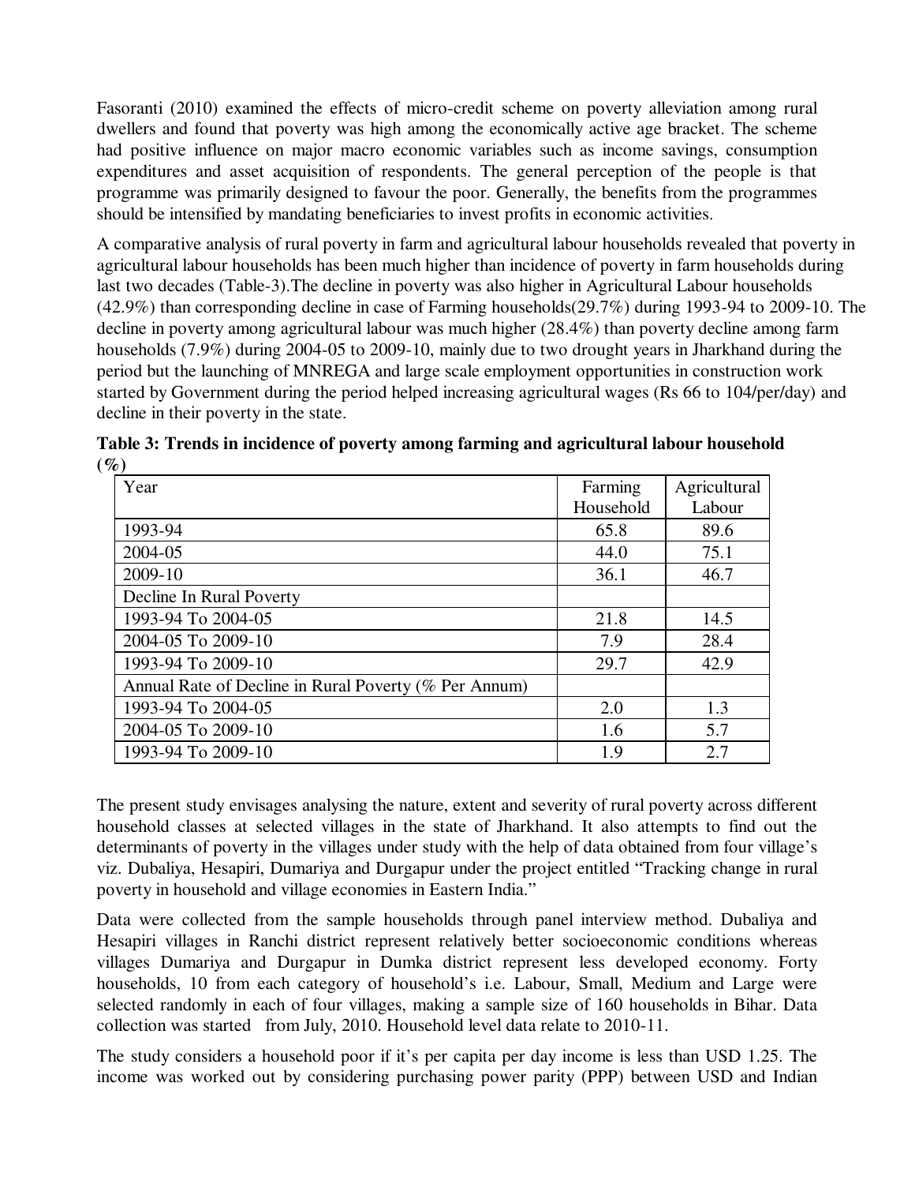Fasoranti (2010) examined the effects of micro-credit scheme on poverty alleviation among rural dwellers and found that poverty was high among the economically active age bracket. The scheme had positive influence on major macro economic variables such as income savings, consumption expenditures and asset acquisition of respondents. The general perception of the people is that programme was primarily designed to favour the poor. Generally, the benefits from the programmes should be intensified by mandating beneficiaries to invest profits in economic activities.

A comparative analysis of rural poverty in farm and agricultural labour households revealed that poverty in agricultural labour households has been much higher than incidence of poverty in farm households during last two decades (Table-3).The decline in poverty was also higher in Agricultural Labour households (42.9%) than corresponding decline in case of Farming households(29.7%) during 1993-94 to 2009-10. The decline in poverty among agricultural labour was much higher (28.4%) than poverty decline among farm households (7.9%) during 2004-05 to 2009-10, mainly due to two drought years in Jharkhand during the period but the launching of MNREGA and large scale employment opportunities in construction work started by Government during the period helped increasing agricultural wages (Rs 66 to 104/per/day) and decline in their poverty in the state.

**Table 3: Trends in incidence of poverty among farming and agricultural labour household (%)**

| Year | Farming Household | Agricultural Labour |
|---|---|---|
| 1993-94 | 65.8 | 89.6 |
| 2004-05 | 44.0 | 75.1 |
| 2009-10 | 36.1 | 46.7 |
| Decline In Rural Poverty | | |
| 1993-94 To 2004-05 | 21.8 | 14.5 |
| 2004-05 To 2009-10 | 7.9 | 28.4 |
| 1993-94 To 2009-10 | 29.7 | 42.9 |
| Annual Rate of Decline in Rural Poverty (% Per Annum) | | |
| 1993-94 To 2004-05 | 2.0 | 1.3 |
| 2004-05 To 2009-10 | 1.6 | 5.7 |
| 1993-94 To 2009-10 | 1.9 | 2.7 |

The present study envisages analysing the nature, extent and severity of rural poverty across different household classes at selected villages in the state of Jharkhand. It also attempts to find out the determinants of poverty in the villages under study with the help of data obtained from four village's viz. Dubaliya, Hesapiri, Dumariya and Durgapur under the project entitled "Tracking change in rural poverty in household and village economies in Eastern India."

Data were collected from the sample households through panel interview method. Dubaliya and Hesapiri villages in Ranchi district represent relatively better socioeconomic conditions whereas villages Dumariya and Durgapur in Dumka district represent less developed economy. Forty households, 10 from each category of household's i.e. Labour, Small, Medium and Large were selected randomly in each of four villages, making a sample size of 160 households in Bihar. Data collection was started from July, 2010. Household level data relate to 2010-11.

The study considers a household poor if it's per capita per day income is less than USD 1.25. The income was worked out by considering purchasing power parity (PPP) between USD and Indian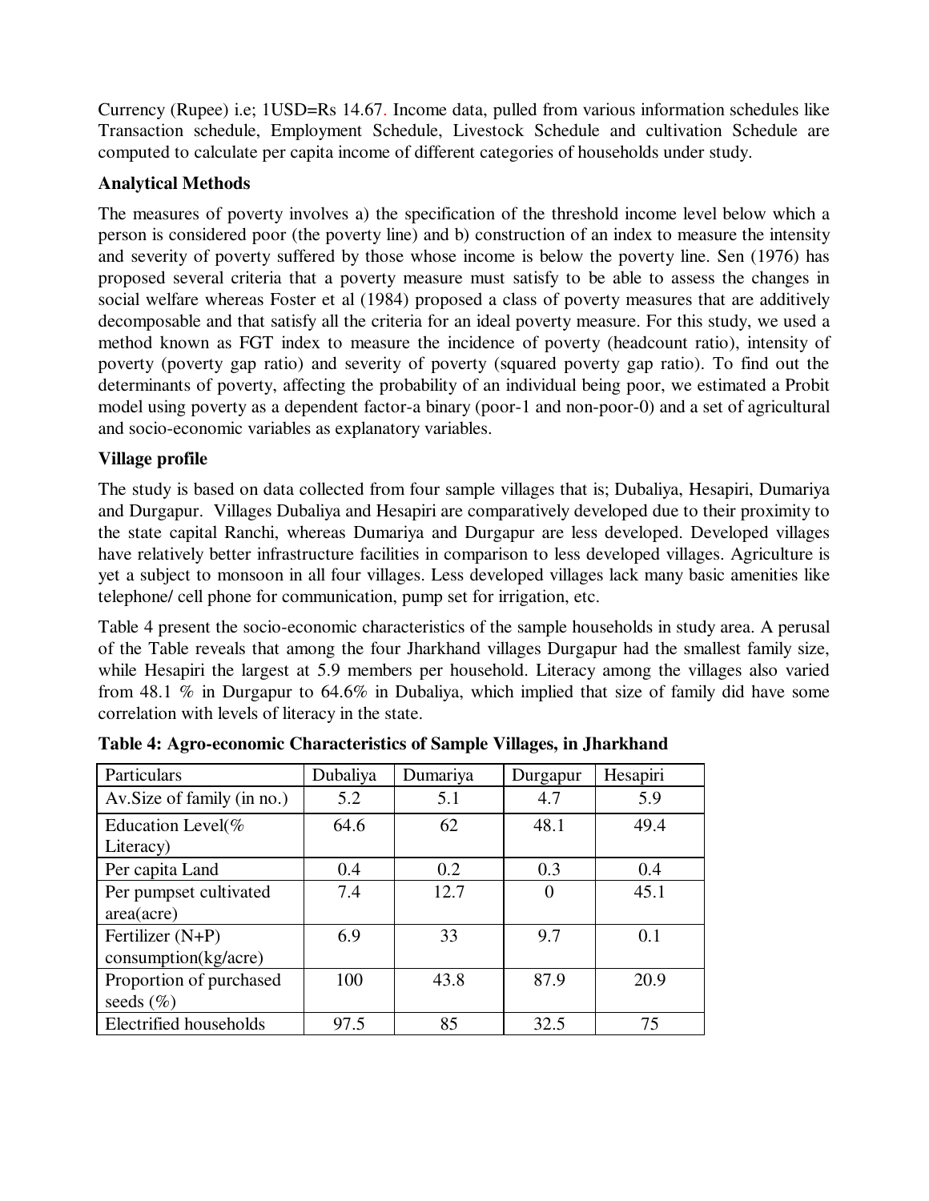Currency (Rupee) i.e; 1USD=Rs 14.67. Income data, pulled from various information schedules like Transaction schedule, Employment Schedule, Livestock Schedule and cultivation Schedule are computed to calculate per capita income of different categories of households under study.

### Analytical Methods

The measures of poverty involves a) the specification of the threshold income level below which a person is considered poor (the poverty line) and b) construction of an index to measure the intensity and severity of poverty suffered by those whose income is below the poverty line. Sen (1976) has proposed several criteria that a poverty measure must satisfy to be able to assess the changes in social welfare whereas Foster et al (1984) proposed a class of poverty measures that are additively decomposable and that satisfy all the criteria for an ideal poverty measure. For this study, we used a method known as FGT index to measure the incidence of poverty (headcount ratio), intensity of poverty (poverty gap ratio) and severity of poverty (squared poverty gap ratio). To find out the determinants of poverty, affecting the probability of an individual being poor, we estimated a Probit model using poverty as a dependent factor-a binary (poor-1 and non-poor-0) and a set of agricultural and socio-economic variables as explanatory variables.

### Village profile

The study is based on data collected from four sample villages that is; Dubaliya, Hesapiri, Dumariya and Durgapur. Villages Dubaliya and Hesapiri are comparatively developed due to their proximity to the state capital Ranchi, whereas Dumariya and Durgapur are less developed. Developed villages have relatively better infrastructure facilities in comparison to less developed villages. Agriculture is yet a subject to monsoon in all four villages. Less developed villages lack many basic amenities like telephone/ cell phone for communication, pump set for irrigation, etc.

Table 4 present the socio-economic characteristics of the sample households in study area. A perusal of the Table reveals that among the four Jharkhand villages Durgapur had the smallest family size, while Hesapiri the largest at 5.9 members per household. Literacy among the villages also varied from 48.1 % in Durgapur to 64.6% in Dubaliya, which implied that size of family did have some correlation with levels of literacy in the state.

**Table 4: Agro-economic Characteristics of Sample Villages, in Jharkhand**

| Particulars | Dubaliya | Dumariya | Durgapur | Hesapiri |
|---|---|---|---|---|
| Av.Size of family (in no.) | 5.2 | 5.1 | 4.7 | 5.9 |
| Education Level(% Literacy) | 64.6 | 62 | 48.1 | 49.4 |
| Per capita Land | 0.4 | 0.2 | 0.3 | 0.4 |
| Per pumpset cultivated area(acre) | 7.4 | 12.7 | 0 | 45.1 |
| Fertilizer (N+P) consumption(kg/acre) | 6.9 | 33 | 9.7 | 0.1 |
| Proportion of purchased seeds (%) | 100 | 43.8 | 87.9 | 20.9 |
| Electrified households | 97.5 | 85 | 32.5 | 75 |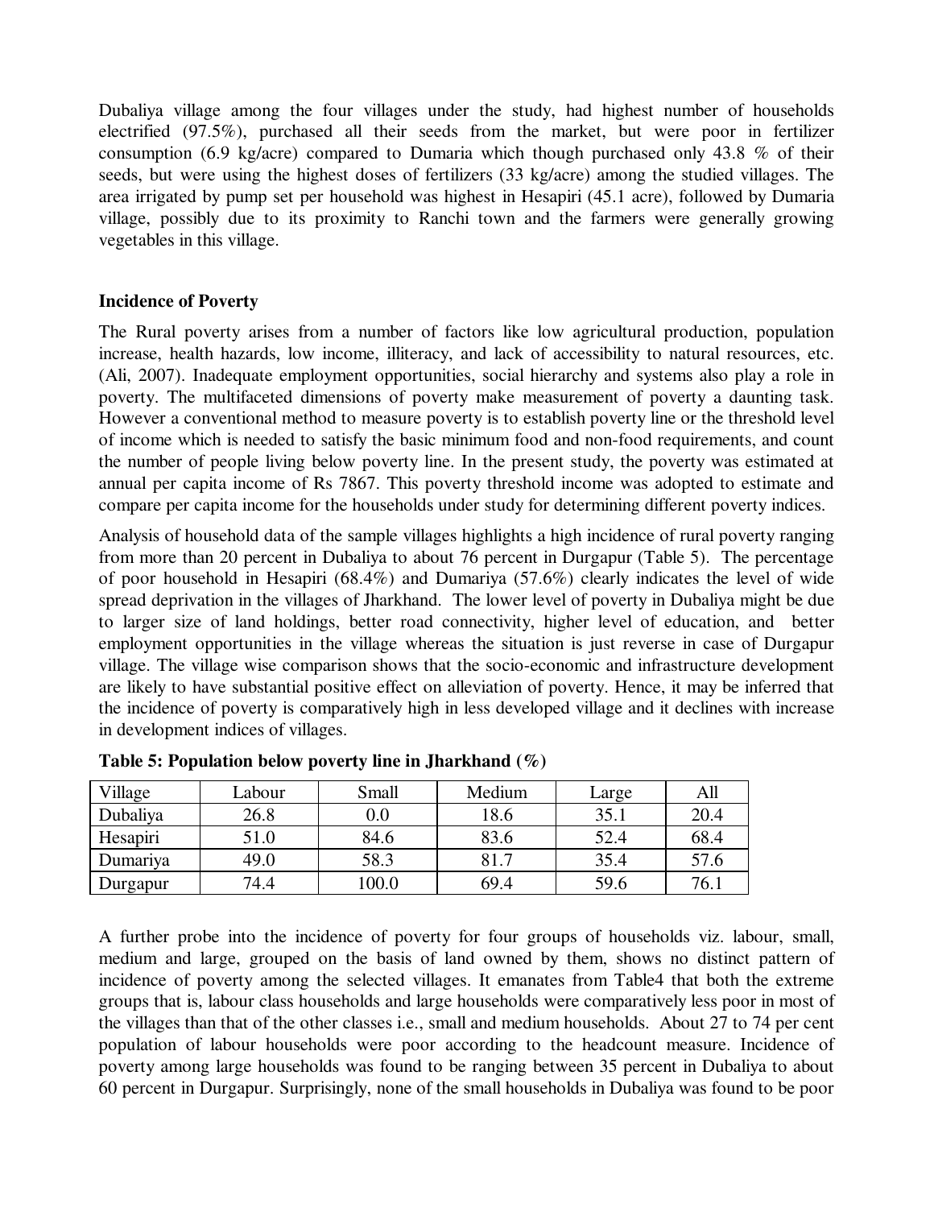Dubaliya village among the four villages under the study, had highest number of households electrified (97.5%), purchased all their seeds from the market, but were poor in fertilizer consumption (6.9 kg/acre) compared to Dumaria which though purchased only 43.8 % of their seeds, but were using the highest doses of fertilizers (33 kg/acre) among the studied villages. The area irrigated by pump set per household was highest in Hesapiri (45.1 acre), followed by Dumaria village, possibly due to its proximity to Ranchi town and the farmers were generally growing vegetables in this village.

## Incidence of Poverty

The Rural poverty arises from a number of factors like low agricultural production, population increase, health hazards, low income, illiteracy, and lack of accessibility to natural resources, etc. (Ali, 2007). Inadequate employment opportunities, social hierarchy and systems also play a role in poverty. The multifaceted dimensions of poverty make measurement of poverty a daunting task. However a conventional method to measure poverty is to establish poverty line or the threshold level of income which is needed to satisfy the basic minimum food and non-food requirements, and count the number of people living below poverty line. In the present study, the poverty was estimated at annual per capita income of Rs 7867. This poverty threshold income was adopted to estimate and compare per capita income for the households under study for determining different poverty indices.

Analysis of household data of the sample villages highlights a high incidence of rural poverty ranging from more than 20 percent in Dubaliya to about 76 percent in Durgapur (Table 5). The percentage of poor household in Hesapiri (68.4%) and Dumariya (57.6%) clearly indicates the level of wide spread deprivation in the villages of Jharkhand. The lower level of poverty in Dubaliya might be due to larger size of land holdings, better road connectivity, higher level of education, and better employment opportunities in the village whereas the situation is just reverse in case of Durgapur village. The village wise comparison shows that the socio-economic and infrastructure development are likely to have substantial positive effect on alleviation of poverty. Hence, it may be inferred that the incidence of poverty is comparatively high in less developed village and it declines with increase in development indices of villages.

**Table 5: Population below poverty line in Jharkhand (%)**

| Village | Labour | Small | Medium | Large | All |
|---|---|---|---|---|---|
| Dubaliya | 26.8 | 0.0 | 18.6 | 35.1 | 20.4 |
| Hesapiri | 51.0 | 84.6 | 83.6 | 52.4 | 68.4 |
| Dumariya | 49.0 | 58.3 | 81.7 | 35.4 | 57.6 |
| Durgapur | 74.4 | 100.0 | 69.4 | 59.6 | 76.1 |

A further probe into the incidence of poverty for four groups of households viz. labour, small, medium and large, grouped on the basis of land owned by them, shows no distinct pattern of incidence of poverty among the selected villages. It emanates from Table4 that both the extreme groups that is, labour class households and large households were comparatively less poor in most of the villages than that of the other classes i.e., small and medium households. About 27 to 74 per cent population of labour households were poor according to the headcount measure. Incidence of poverty among large households was found to be ranging between 35 percent in Dubaliya to about 60 percent in Durgapur. Surprisingly, none of the small households in Dubaliya was found to be poor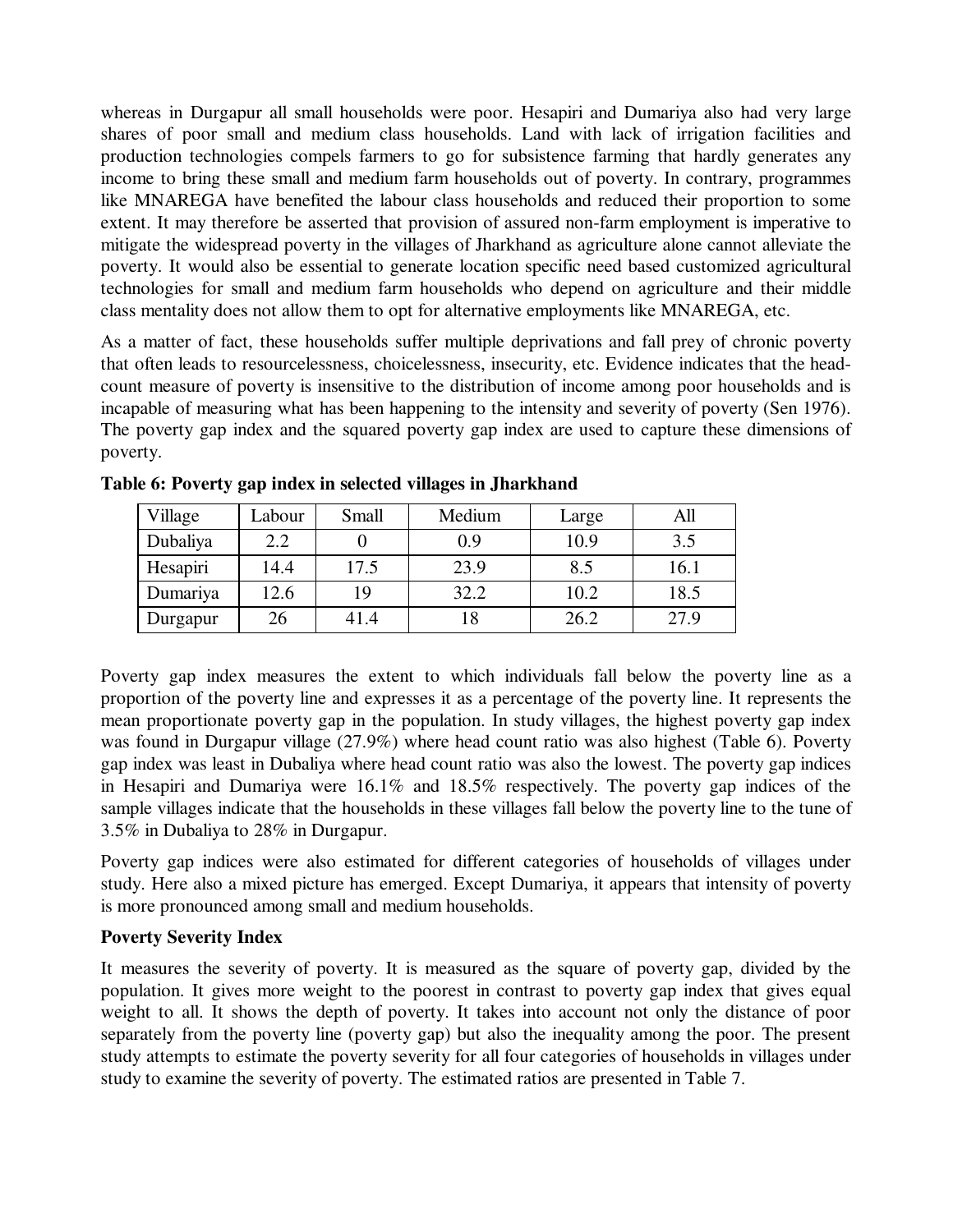whereas in Durgapur all small households were poor. Hesapiri and Dumariya also had very large shares of poor small and medium class households. Land with lack of irrigation facilities and production technologies compels farmers to go for subsistence farming that hardly generates any income to bring these small and medium farm households out of poverty. In contrary, programmes like MNAREGA have benefited the labour class households and reduced their proportion to some extent. It may therefore be asserted that provision of assured non-farm employment is imperative to mitigate the widespread poverty in the villages of Jharkhand as agriculture alone cannot alleviate the poverty. It would also be essential to generate location specific need based customized agricultural technologies for small and medium farm households who depend on agriculture and their middle class mentality does not allow them to opt for alternative employments like MNAREGA, etc.

As a matter of fact, these households suffer multiple deprivations and fall prey of chronic poverty that often leads to resourcelessness, choicelessness, insecurity, etc. Evidence indicates that the head-count measure of poverty is insensitive to the distribution of income among poor households and is incapable of measuring what has been happening to the intensity and severity of poverty (Sen 1976). The poverty gap index and the squared poverty gap index are used to capture these dimensions of poverty.

**Table 6: Poverty gap index in selected villages in Jharkhand**

| Village | Labour | Small | Medium | Large | All |
|---|---|---|---|---|---|
| Dubaliya | 2.2 | 0 | 0.9 | 10.9 | 3.5 |
| Hesapiri | 14.4 | 17.5 | 23.9 | 8.5 | 16.1 |
| Dumariya | 12.6 | 19 | 32.2 | 10.2 | 18.5 |
| Durgapur | 26 | 41.4 | 18 | 26.2 | 27.9 |

Poverty gap index measures the extent to which individuals fall below the poverty line as a proportion of the poverty line and expresses it as a percentage of the poverty line. It represents the mean proportionate poverty gap in the population. In study villages, the highest poverty gap index was found in Durgapur village (27.9%) where head count ratio was also highest (Table 6). Poverty gap index was least in Dubaliya where head count ratio was also the lowest. The poverty gap indices in Hesapiri and Dumariya were 16.1% and 18.5% respectively. The poverty gap indices of the sample villages indicate that the households in these villages fall below the poverty line to the tune of 3.5% in Dubaliya to 28% in Durgapur.

Poverty gap indices were also estimated for different categories of households of villages under study. Here also a mixed picture has emerged. Except Dumariya, it appears that intensity of poverty is more pronounced among small and medium households.

**Poverty Severity Index**

It measures the severity of poverty. It is measured as the square of poverty gap, divided by the population. It gives more weight to the poorest in contrast to poverty gap index that gives equal weight to all. It shows the depth of poverty. It takes into account not only the distance of poor separately from the poverty line (poverty gap) but also the inequality among the poor. The present study attempts to estimate the poverty severity for all four categories of households in villages under study to examine the severity of poverty. The estimated ratios are presented in Table 7.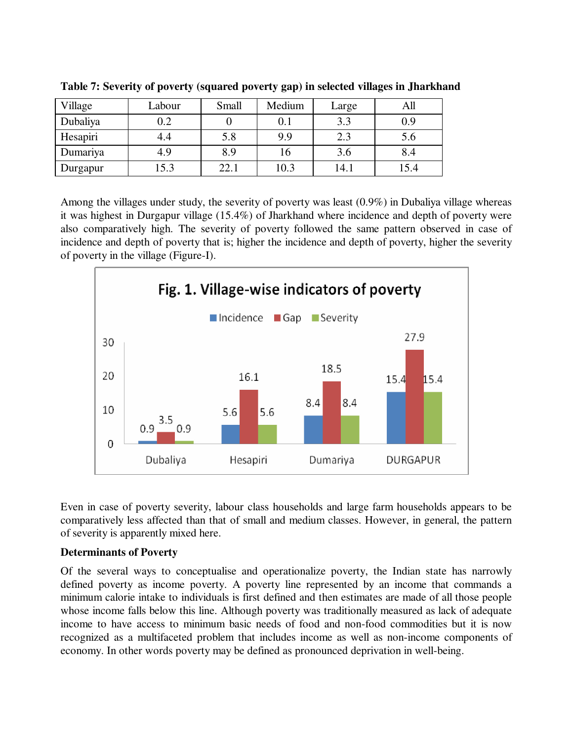**Table 7: Severity of poverty (squared poverty gap) in selected villages in Jharkhand**

| Village | Labour | Small | Medium | Large | All |
|---|---|---|---|---|---|
| Dubaliya | 0.2 | 0 | 0.1 | 3.3 | 0.9 |
| Hesapiri | 4.4 | 5.8 | 9.9 | 2.3 | 5.6 |
| Dumariya | 4.9 | 8.9 | 16 | 3.6 | 8.4 |
| Durgapur | 15.3 | 22.1 | 10.3 | 14.1 | 15.4 |

Among the villages under study, the severity of poverty was least (0.9%) in Dubaliya village whereas it was highest in Durgapur village (15.4%) of Jharkhand where incidence and depth of poverty were also comparatively high. The severity of poverty followed the same pattern observed in case of incidence and depth of poverty that is; higher the incidence and depth of poverty, higher the severity of poverty in the village (Figure-I).

**Fig. 1. Village-wise indicators of poverty**

| Village | Incidence | Gap | Severity |
|---|---|---|---|
| Dubaliya | 0.9 | 3.5 | 0.9 |
| Hesapiri | 5.6 | 16.1 | 5.6 |
| Dumariya | 8.4 | 18.5 | 8.4 |
| DURGAPUR | 15.4 | 27.9 | 15.4 |

Even in case of poverty severity, labour class households and large farm households appears to be comparatively less affected than that of small and medium classes. However, in general, the pattern of severity is apparently mixed here.

**Determinants of Poverty**

Of the several ways to conceptualise and operationalize poverty, the Indian state has narrowly defined poverty as income poverty. A poverty line represented by an income that commands a minimum calorie intake to individuals is first defined and then estimates are made of all those people whose income falls below this line. Although poverty was traditionally measured as lack of adequate income to have access to minimum basic needs of food and non-food commodities but it is now recognized as a multifaceted problem that includes income as well as non-income components of economy. In other words poverty may be defined as pronounced deprivation in well-being.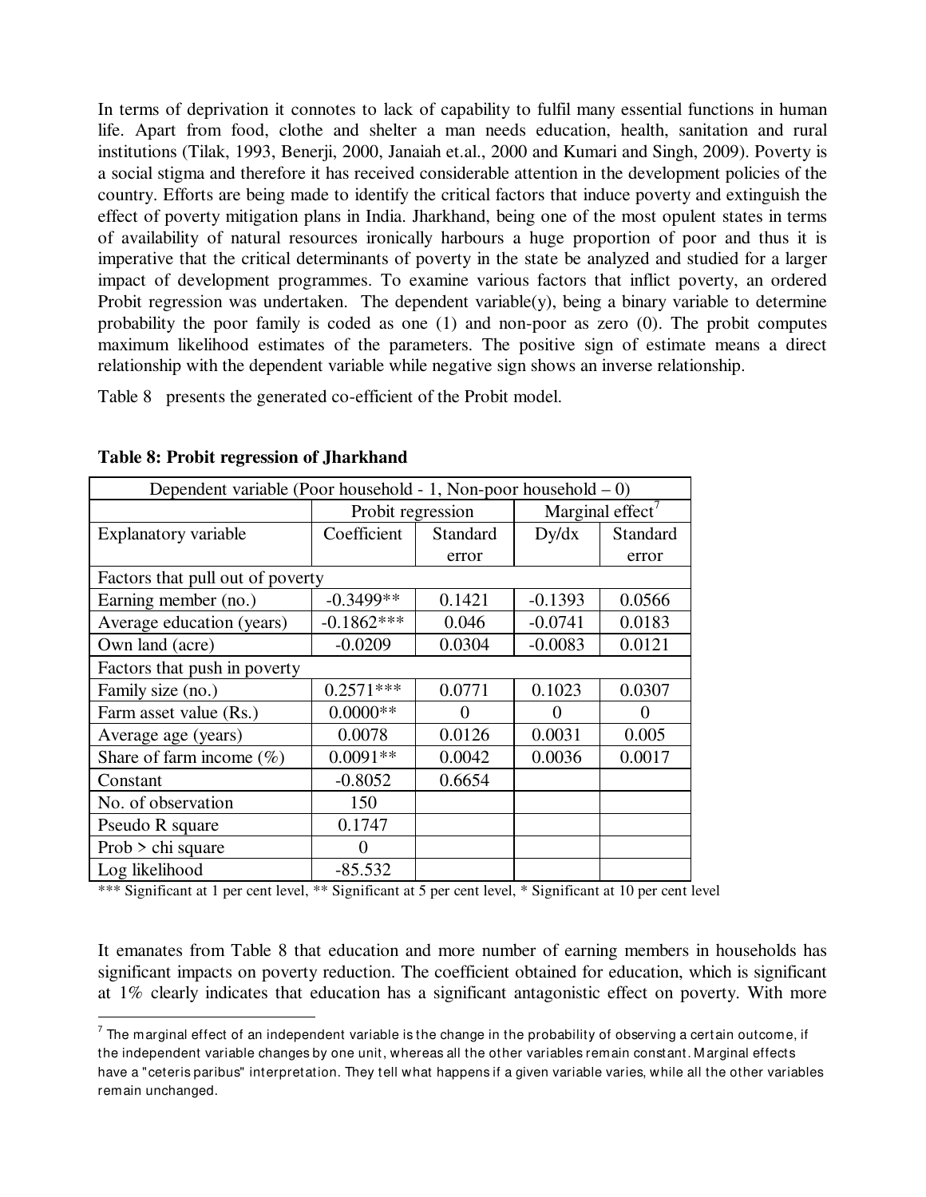In terms of deprivation it connotes to lack of capability to fulfil many essential functions in human life. Apart from food, clothe and shelter a man needs education, health, sanitation and rural institutions (Tilak, 1993, Benerji, 2000, Janaiah et.al., 2000 and Kumari and Singh, 2009). Poverty is a social stigma and therefore it has received considerable attention in the development policies of the country. Efforts are being made to identify the critical factors that induce poverty and extinguish the effect of poverty mitigation plans in India. Jharkhand, being one of the most opulent states in terms of availability of natural resources ironically harbours a huge proportion of poor and thus it is imperative that the critical determinants of poverty in the state be analyzed and studied for a larger impact of development programmes. To examine various factors that inflict poverty, an ordered Probit regression was undertaken. The dependent variable(y), being a binary variable to determine probability the poor family is coded as one (1) and non-poor as zero (0). The probit computes maximum likelihood estimates of the parameters. The positive sign of estimate means a direct relationship with the dependent variable while negative sign shows an inverse relationship.

Table 8 presents the generated co-efficient of the Probit model.

**Table 8: Probit regression of Jharkhand**

| Dependent variable (Poor household - 1, Non-poor household – 0) | | | | |
|---|---|---|---|---|
| | Probit regression | | Marginal effect[7] | |
| Explanatory variable | Coefficient | Standard error | Dy/dx | Standard error |
| Factors that pull out of poverty | | | | |
| Earning member (no.) | -0.3499** | 0.1421 | -0.1393 | 0.0566 |
| Average education (years) | -0.1862*** | 0.046 | -0.0741 | 0.0183 |
| Own land (acre) | -0.0209 | 0.0304 | -0.0083 | 0.0121 |
| Factors that push in poverty | | | | |
| Family size (no.) | 0.2571*** | 0.0771 | 0.1023 | 0.0307 |
| Farm asset value (Rs.) | 0.0000** | 0 | 0 | 0 |
| Average age (years) | 0.0078 | 0.0126 | 0.0031 | 0.005 |
| Share of farm income (%) | 0.0091** | 0.0042 | 0.0036 | 0.0017 |
| Constant | -0.8052 | 0.6654 | | |
| No. of observation | 150 | | | |
| Pseudo R square | 0.1747 | | | |
| Prob > chi square | 0 | | | |
| Log likelihood | -85.532 | | | |

*** Significant at 1 per cent level, ** Significant at 5 per cent level, * Significant at 10 per cent level

It emanates from Table 8 that education and more number of earning members in households has significant impacts on poverty reduction. The coefficient obtained for education, which is significant at 1% clearly indicates that education has a significant antagonistic effect on poverty. With more

[7] The marginal effect of an independent variable is the change in the probability of observing a certain outcome, if the independent variable changes by one unit, whereas all the other variables remain constant. Marginal effects have a "ceteris paribus" interpretation. They tell what happens if a given variable varies, while all the other variables remain unchanged.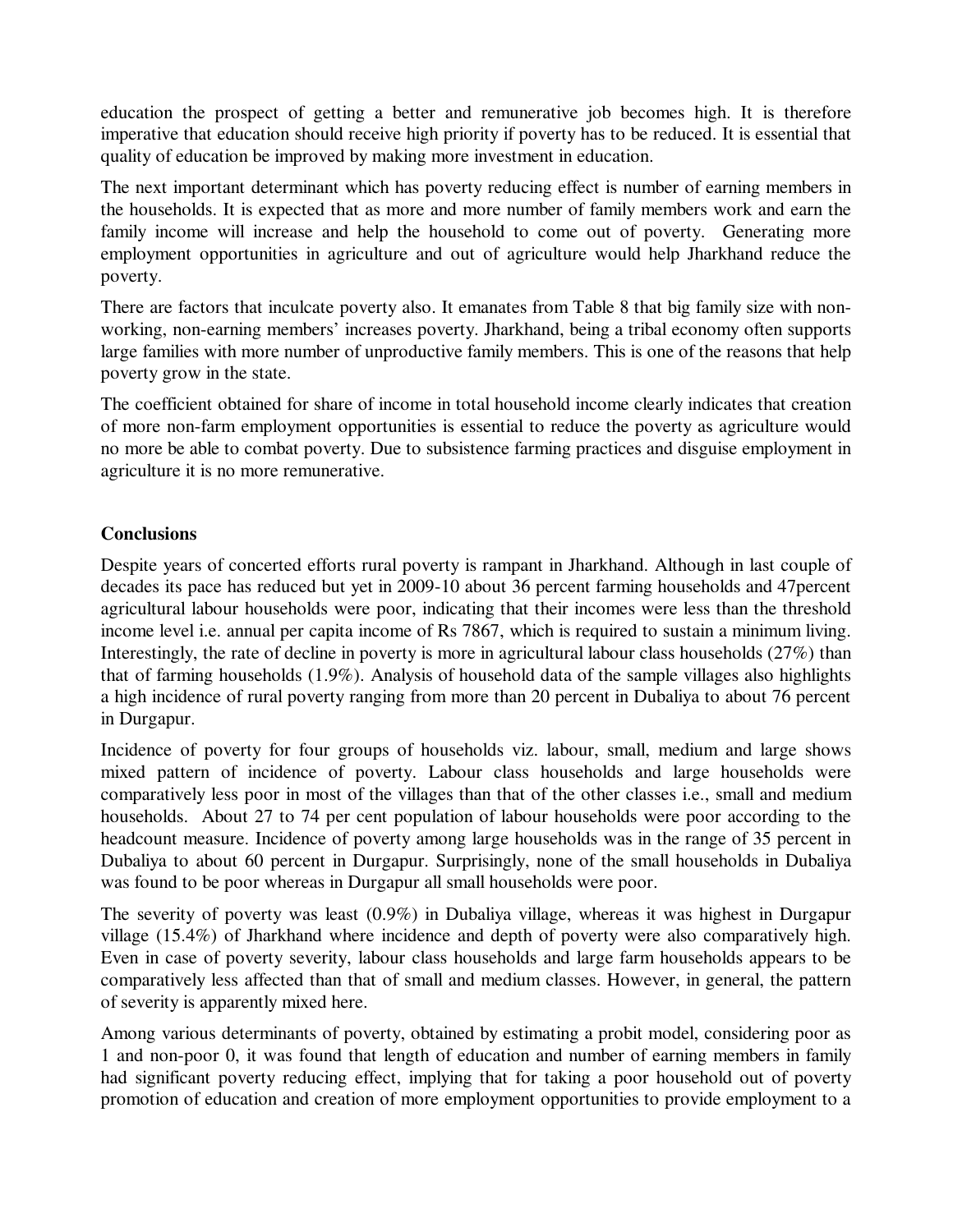education the prospect of getting a better and remunerative job becomes high. It is therefore imperative that education should receive high priority if poverty has to be reduced. It is essential that quality of education be improved by making more investment in education.

The next important determinant which has poverty reducing effect is number of earning members in the households. It is expected that as more and more number of family members work and earn the family income will increase and help the household to come out of poverty. Generating more employment opportunities in agriculture and out of agriculture would help Jharkhand reduce the poverty.

There are factors that inculcate poverty also. It emanates from Table 8 that big family size with non-working, non-earning members' increases poverty. Jharkhand, being a tribal economy often supports large families with more number of unproductive family members. This is one of the reasons that help poverty grow in the state.

The coefficient obtained for share of income in total household income clearly indicates that creation of more non-farm employment opportunities is essential to reduce the poverty as agriculture would no more be able to combat poverty. Due to subsistence farming practices and disguise employment in agriculture it is no more remunerative.

## Conclusions

Despite years of concerted efforts rural poverty is rampant in Jharkhand. Although in last couple of decades its pace has reduced but yet in 2009-10 about 36 percent farming households and 47percent agricultural labour households were poor, indicating that their incomes were less than the threshold income level i.e. annual per capita income of Rs 7867, which is required to sustain a minimum living. Interestingly, the rate of decline in poverty is more in agricultural labour class households (27%) than that of farming households (1.9%). Analysis of household data of the sample villages also highlights a high incidence of rural poverty ranging from more than 20 percent in Dubaliya to about 76 percent in Durgapur.

Incidence of poverty for four groups of households viz. labour, small, medium and large shows mixed pattern of incidence of poverty. Labour class households and large households were comparatively less poor in most of the villages than that of the other classes i.e., small and medium households. About 27 to 74 per cent population of labour households were poor according to the headcount measure. Incidence of poverty among large households was in the range of 35 percent in Dubaliya to about 60 percent in Durgapur. Surprisingly, none of the small households in Dubaliya was found to be poor whereas in Durgapur all small households were poor.

The severity of poverty was least (0.9%) in Dubaliya village, whereas it was highest in Durgapur village (15.4%) of Jharkhand where incidence and depth of poverty were also comparatively high. Even in case of poverty severity, labour class households and large farm households appears to be comparatively less affected than that of small and medium classes. However, in general, the pattern of severity is apparently mixed here.

Among various determinants of poverty, obtained by estimating a probit model, considering poor as 1 and non-poor 0, it was found that length of education and number of earning members in family had significant poverty reducing effect, implying that for taking a poor household out of poverty promotion of education and creation of more employment opportunities to provide employment to a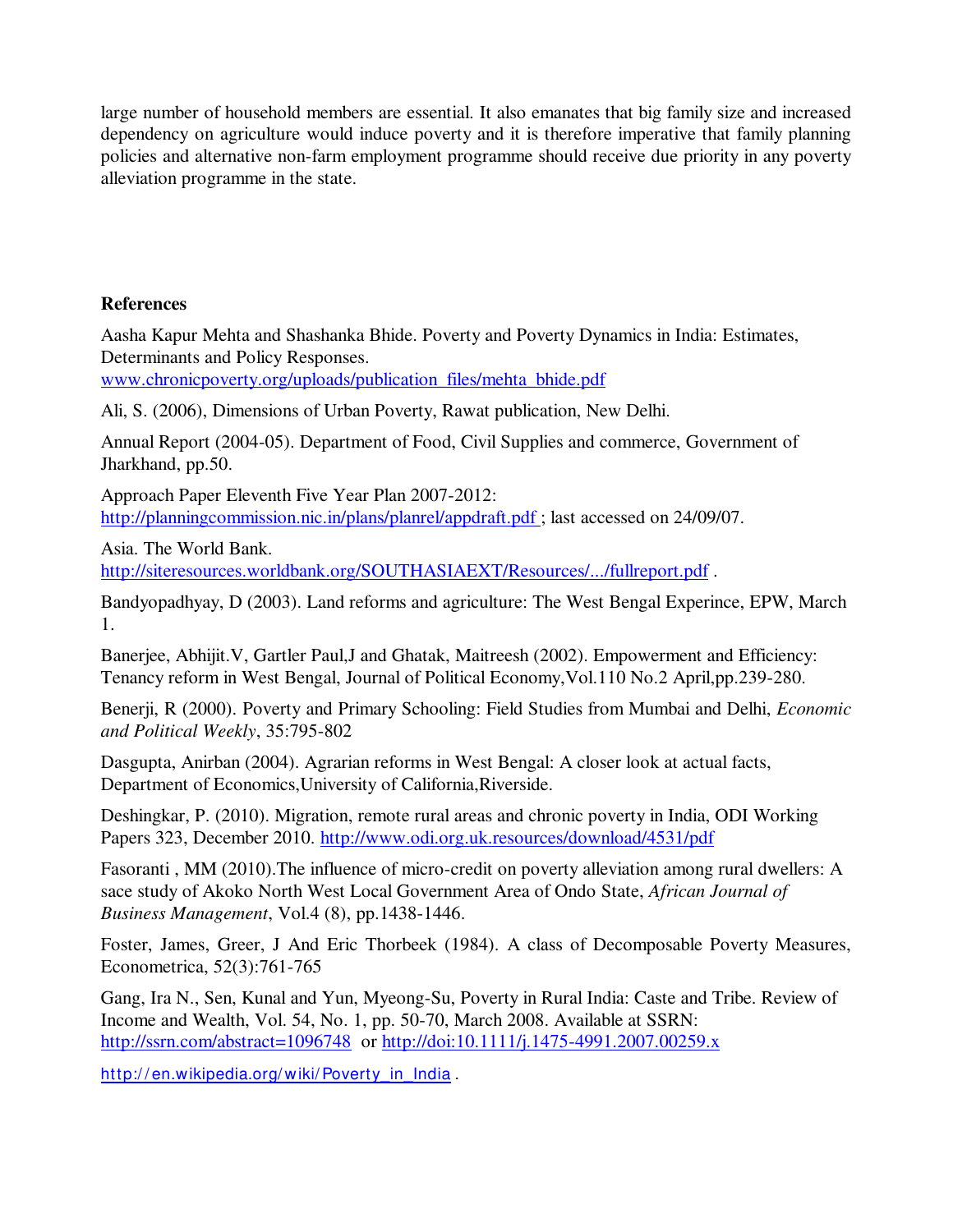large number of household members are essential. It also emanates that big family size and increased dependency on agriculture would induce poverty and it is therefore imperative that family planning policies and alternative non-farm employment programme should receive due priority in any poverty alleviation programme in the state.

**References**

Aasha Kapur Mehta and Shashanka Bhide. Poverty and Poverty Dynamics in India: Estimates, Determinants and Policy Responses. www.chronicpoverty.org/uploads/publication_files/mehta_bhide.pdf

Ali, S. (2006), Dimensions of Urban Poverty, Rawat publication, New Delhi.

Annual Report (2004-05). Department of Food, Civil Supplies and commerce, Government of Jharkhand, pp.50.

Approach Paper Eleventh Five Year Plan 2007-2012: http://planningcommission.nic.in/plans/planrel/appdraft.pdf ; last accessed on 24/09/07.

Asia. The World Bank. http://siteresources.worldbank.org/SOUTHASIAEXT/Resources/.../fullreport.pdf .

Bandyopadhyay, D (2003). Land reforms and agriculture: The West Bengal Experince, EPW, March 1.

Banerjee, Abhijit.V, Gartler Paul,J and Ghatak, Maitreesh (2002). Empowerment and Efficiency: Tenancy reform in West Bengal, Journal of Political Economy,Vol.110 No.2 April,pp.239-280.

Benerji, R (2000). Poverty and Primary Schooling: Field Studies from Mumbai and Delhi, *Economic and Political Weekly*, 35:795-802

Dasgupta, Anirban (2004). Agrarian reforms in West Bengal: A closer look at actual facts, Department of Economics,University of California,Riverside.

Deshingkar, P. (2010). Migration, remote rural areas and chronic poverty in India, ODI Working Papers 323, December 2010. http://www.odi.org.uk.resources/download/4531/pdf

Fasoranti , MM (2010).The influence of micro-credit on poverty alleviation among rural dwellers: A sace study of Akoko North West Local Government Area of Ondo State, *African Journal of Business Management*, Vol.4 (8), pp.1438-1446.

Foster, James, Greer, J And Eric Thorbeek (1984). A class of Decomposable Poverty Measures, Econometrica, 52(3):761-765

Gang, Ira N., Sen, Kunal and Yun, Myeong-Su, Poverty in Rural India: Caste and Tribe. Review of Income and Wealth, Vol. 54, No. 1, pp. 50-70, March 2008. Available at SSRN: http://ssrn.com/abstract=1096748 or http://doi:10.1111/j.1475-4991.2007.00259.x

http://en.wikipedia.org/wiki/Poverty_in_India .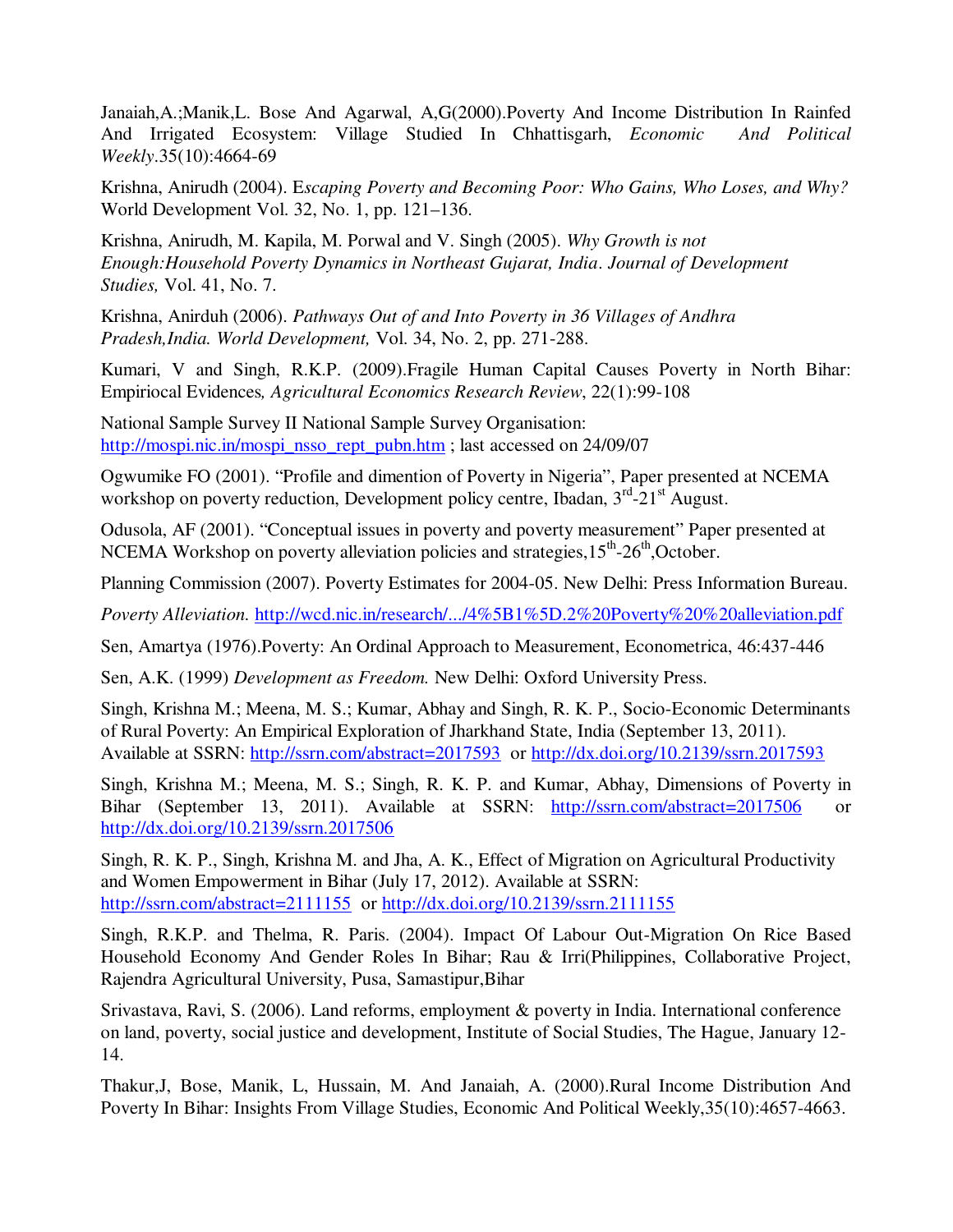Janaiah,A.;Manik,L. Bose And Agarwal, A,G(2000).Poverty And Income Distribution In Rainfed And Irrigated Ecosystem: Village Studied In Chhattisgarh, *Economic And Political Weekly*.35(10):4664-69

Krishna, Anirudh (2004). E*scaping Poverty and Becoming Poor: Who Gains, Who Loses, and Why?* World Development Vol. 32, No. 1, pp. 121–136.

Krishna, Anirudh, M. Kapila, M. Porwal and V. Singh (2005). *Why Growth is not Enough:Household Poverty Dynamics in Northeast Gujarat, India*. *Journal of Development Studies,* Vol. 41, No. 7.

Krishna, Anirduh (2006). *Pathways Out of and Into Poverty in 36 Villages of Andhra Pradesh,India. World Development,* Vol. 34, No. 2, pp. 271-288.

Kumari, V and Singh, R.K.P. (2009).Fragile Human Capital Causes Poverty in North Bihar: Empiriocal Evidences*, Agricultural Economics Research Review*, 22(1):99-108

National Sample Survey II National Sample Survey Organisation: http://mospi.nic.in/mospi_nsso_rept_pubn.htm ; last accessed on 24/09/07

Ogwumike FO (2001). "Profile and dimention of Poverty in Nigeria", Paper presented at NCEMA workshop on poverty reduction, Development policy centre, Ibadan, 3rd-21st August.

Odusola, AF (2001). "Conceptual issues in poverty and poverty measurement" Paper presented at NCEMA Workshop on poverty alleviation policies and strategies,15th-26th,October.

Planning Commission (2007). Poverty Estimates for 2004-05. New Delhi: Press Information Bureau.

*Poverty Alleviation.* http://wcd.nic.in/research/.../4%5B1%5D.2%20Poverty%20%20alleviation.pdf

Sen, Amartya (1976).Poverty: An Ordinal Approach to Measurement, Econometrica, 46:437-446

Sen, A.K. (1999) *Development as Freedom.* New Delhi: Oxford University Press.

Singh, Krishna M.; Meena, M. S.; Kumar, Abhay and Singh, R. K. P., Socio-Economic Determinants of Rural Poverty: An Empirical Exploration of Jharkhand State, India (September 13, 2011). Available at SSRN: http://ssrn.com/abstract=2017593 or http://dx.doi.org/10.2139/ssrn.2017593

Singh, Krishna M.; Meena, M. S.; Singh, R. K. P. and Kumar, Abhay, Dimensions of Poverty in Bihar (September 13, 2011). Available at SSRN: http://ssrn.com/abstract=2017506 or http://dx.doi.org/10.2139/ssrn.2017506

Singh, R. K. P., Singh, Krishna M. and Jha, A. K., Effect of Migration on Agricultural Productivity and Women Empowerment in Bihar (July 17, 2012). Available at SSRN: http://ssrn.com/abstract=2111155 or http://dx.doi.org/10.2139/ssrn.2111155

Singh, R.K.P. and Thelma, R. Paris. (2004). Impact Of Labour Out-Migration On Rice Based Household Economy And Gender Roles In Bihar; Rau & Irri(Philippines, Collaborative Project, Rajendra Agricultural University, Pusa, Samastipur,Bihar

Srivastava, Ravi, S. (2006). Land reforms, employment & poverty in India. International conference on land, poverty, social justice and development, Institute of Social Studies, The Hague, January 12-14.

Thakur,J, Bose, Manik, L, Hussain, M. And Janaiah, A. (2000).Rural Income Distribution And Poverty In Bihar: Insights From Village Studies, Economic And Political Weekly,35(10):4657-4663.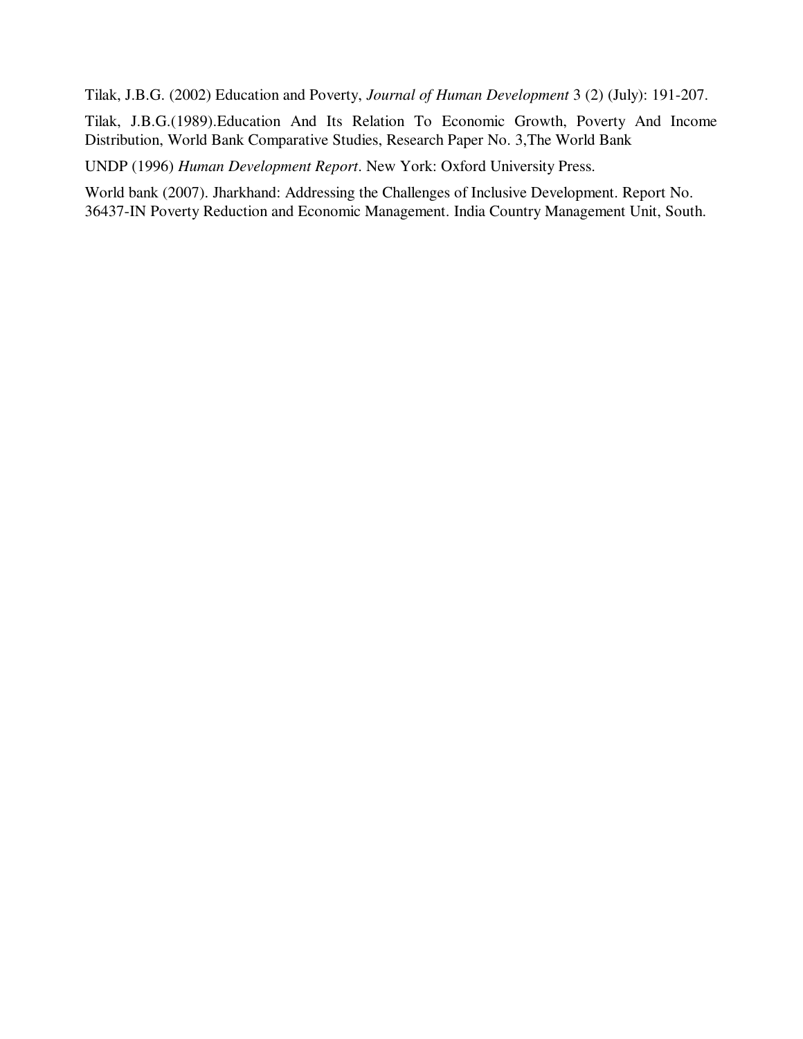Tilak, J.B.G. (2002) Education and Poverty, *Journal of Human Development* 3 (2) (July): 191-207.

Tilak, J.B.G.(1989).Education And Its Relation To Economic Growth, Poverty And Income Distribution, World Bank Comparative Studies, Research Paper No. 3,The World Bank

UNDP (1996) *Human Development Report*. New York: Oxford University Press.

World bank (2007). Jharkhand: Addressing the Challenges of Inclusive Development. Report No. 36437-IN Poverty Reduction and Economic Management. India Country Management Unit, South.